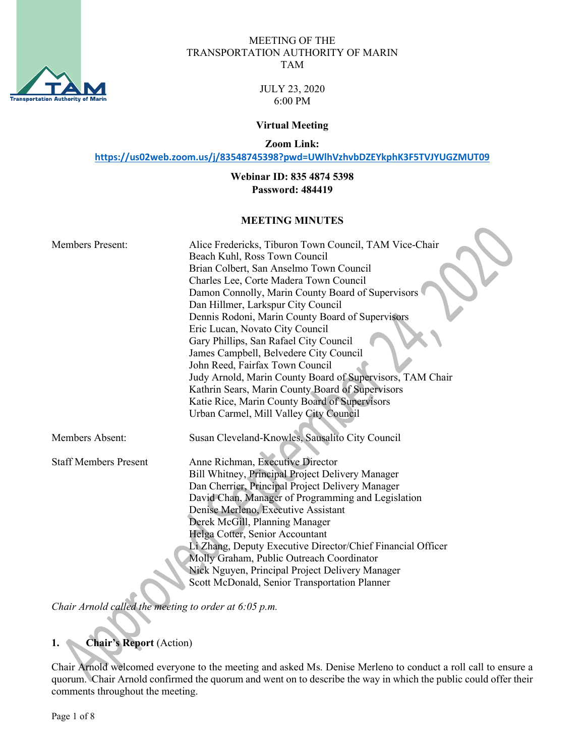MEETING OF THE
TRANSPORTATION AUTHORITY OF MARIN
TAM

JULY 23, 2020
6:00 PM

**Virtual Meeting**

**Zoom Link:**
https://us02web.zoom.us/j/83548745398?pwd=UWlhVzhvbDZEYkphK3F5TVJYUGZMUT09

**Webinar ID: 835 4874 5398**
**Password: 484419**

**MEETING MINUTES**

| | |
|---|---|
| Members Present: | Alice Fredericks, Tiburon Town Council, TAM Vice-Chair<br>Beach Kuhl, Ross Town Council<br>Brian Colbert, San Anselmo Town Council<br>Charles Lee, Corte Madera Town Council<br>Damon Connolly, Marin County Board of Supervisors<br>Dan Hillmer, Larkspur City Council<br>Dennis Rodoni, Marin County Board of Supervisors<br>Eric Lucan, Novato City Council<br>Gary Phillips, San Rafael City Council<br>James Campbell, Belvedere City Council<br>John Reed, Fairfax Town Council<br>Judy Arnold, Marin County Board of Supervisors, TAM Chair<br>Kathrin Sears, Marin County Board of Supervisors<br>Katie Rice, Marin County Board of Supervisors<br>Urban Carmel, Mill Valley City Council |
| Members Absent: | Susan Cleveland-Knowles, Sausalito City Council |
| Staff Members Present | Anne Richman, Executive Director<br>Bill Whitney, Principal Project Delivery Manager<br>Dan Cherrier, Principal Project Delivery Manager<br>David Chan, Manager of Programming and Legislation<br>Denise Merleno, Executive Assistant<br>Derek McGill, Planning Manager<br>Helga Cotter, Senior Accountant<br>Li Zhang, Deputy Executive Director/Chief Financial Officer<br>Molly Graham, Public Outreach Coordinator<br>Nick Nguyen, Principal Project Delivery Manager<br>Scott McDonald, Senior Transportation Planner |

*Chair Arnold called the meeting to order at 6:05 p.m.*

## 1. **Chair's Report** (Action)

Chair Arnold welcomed everyone to the meeting and asked Ms. Denise Merleno to conduct a roll call to ensure a quorum. Chair Arnold confirmed the quorum and went on to describe the way in which the public could offer their comments throughout the meeting.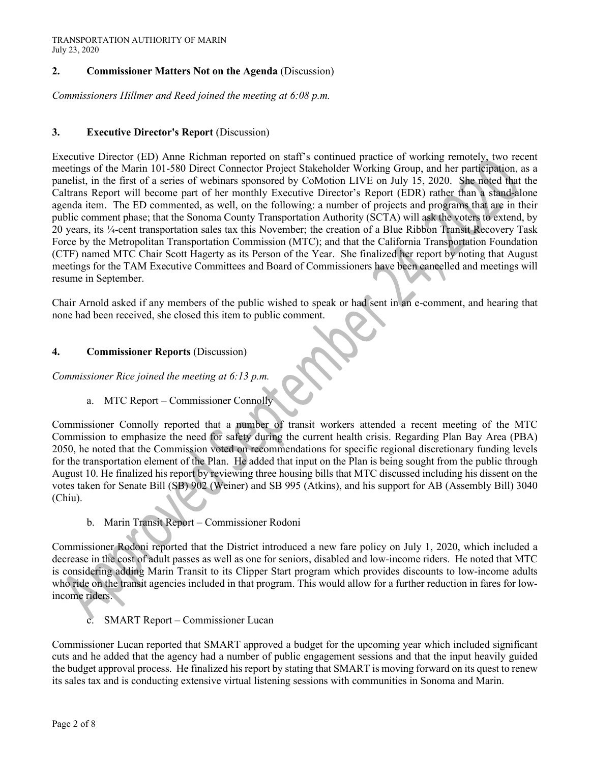## 2. Commissioner Matters Not on the Agenda (Discussion)

*Commissioners Hillmer and Reed joined the meeting at 6:08 p.m.*

## 3. Executive Director's Report (Discussion)

Executive Director (ED) Anne Richman reported on staff's continued practice of working remotely, two recent meetings of the Marin 101-580 Direct Connector Project Stakeholder Working Group, and her participation, as a panelist, in the first of a series of webinars sponsored by CoMotion LIVE on July 15, 2020. She noted that the Caltrans Report will become part of her monthly Executive Director's Report (EDR) rather than a stand-alone agenda item. The ED commented, as well, on the following: a number of projects and programs that are in their public comment phase; that the Sonoma County Transportation Authority (SCTA) will ask the voters to extend, by 20 years, its ¼-cent transportation sales tax this November; the creation of a Blue Ribbon Transit Recovery Task Force by the Metropolitan Transportation Commission (MTC); and that the California Transportation Foundation (CTF) named MTC Chair Scott Hagerty as its Person of the Year. She finalized her report by noting that August meetings for the TAM Executive Committees and Board of Commissioners have been cancelled and meetings will resume in September.

Chair Arnold asked if any members of the public wished to speak or had sent in an e-comment, and hearing that none had been received, she closed this item to public comment.

## 4. Commissioner Reports (Discussion)

*Commissioner Rice joined the meeting at 6:13 p.m.*

a. MTC Report – Commissioner Connolly

Commissioner Connolly reported that a number of transit workers attended a recent meeting of the MTC Commission to emphasize the need for safety during the current health crisis. Regarding Plan Bay Area (PBA) 2050, he noted that the Commission voted on recommendations for specific regional discretionary funding levels for the transportation element of the Plan. He added that input on the Plan is being sought from the public through August 10. He finalized his report by reviewing three housing bills that MTC discussed including his dissent on the votes taken for Senate Bill (SB) 902 (Weiner) and SB 995 (Atkins), and his support for AB (Assembly Bill) 3040 (Chiu).

b. Marin Transit Report – Commissioner Rodoni

Commissioner Rodoni reported that the District introduced a new fare policy on July 1, 2020, which included a decrease in the cost of adult passes as well as one for seniors, disabled and low-income riders. He noted that MTC is considering adding Marin Transit to its Clipper Start program which provides discounts to low-income adults who ride on the transit agencies included in that program. This would allow for a further reduction in fares for low-income riders.

c. SMART Report – Commissioner Lucan

Commissioner Lucan reported that SMART approved a budget for the upcoming year which included significant cuts and he added that the agency had a number of public engagement sessions and that the input heavily guided the budget approval process. He finalized his report by stating that SMART is moving forward on its quest to renew its sales tax and is conducting extensive virtual listening sessions with communities in Sonoma and Marin.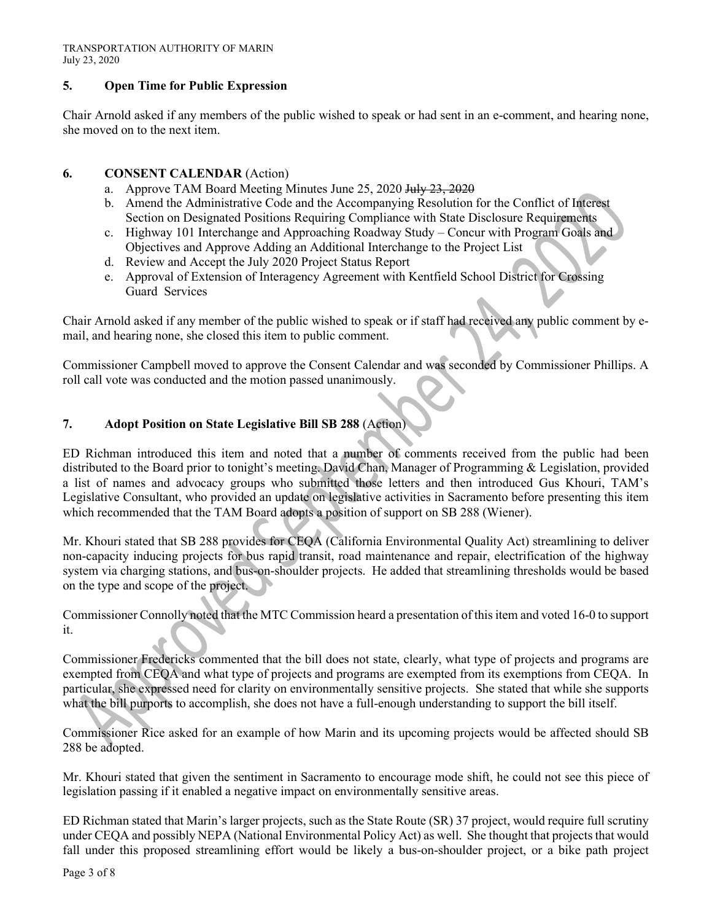## 5. Open Time for Public Expression

Chair Arnold asked if any members of the public wished to speak or had sent in an e-comment, and hearing none, she moved on to the next item.

## 6. CONSENT CALENDAR (Action)

a. Approve TAM Board Meeting Minutes June 25, 2020 ~~July 23, 2020~~
b. Amend the Administrative Code and the Accompanying Resolution for the Conflict of Interest Section on Designated Positions Requiring Compliance with State Disclosure Requirements
c. Highway 101 Interchange and Approaching Roadway Study – Concur with Program Goals and Objectives and Approve Adding an Additional Interchange to the Project List
d. Review and Accept the July 2020 Project Status Report
e. Approval of Extension of Interagency Agreement with Kentfield School District for Crossing Guard Services

Chair Arnold asked if any member of the public wished to speak or if staff had received any public comment by e-mail, and hearing none, she closed this item to public comment.

Commissioner Campbell moved to approve the Consent Calendar and was seconded by Commissioner Phillips. A roll call vote was conducted and the motion passed unanimously.

## 7. Adopt Position on State Legislative Bill SB 288 (Action)

ED Richman introduced this item and noted that a number of comments received from the public had been distributed to the Board prior to tonight's meeting. David Chan, Manager of Programming & Legislation, provided a list of names and advocacy groups who submitted those letters and then introduced Gus Khouri, TAM's Legislative Consultant, who provided an update on legislative activities in Sacramento before presenting this item which recommended that the TAM Board adopts a position of support on SB 288 (Wiener).

Mr. Khouri stated that SB 288 provides for CEQA (California Environmental Quality Act) streamlining to deliver non-capacity inducing projects for bus rapid transit, road maintenance and repair, electrification of the highway system via charging stations, and bus-on-shoulder projects. He added that streamlining thresholds would be based on the type and scope of the project.

Commissioner Connolly noted that the MTC Commission heard a presentation of this item and voted 16-0 to support it.

Commissioner Fredericks commented that the bill does not state, clearly, what type of projects and programs are exempted from CEQA and what type of projects and programs are exempted from its exemptions from CEQA. In particular, she expressed need for clarity on environmentally sensitive projects. She stated that while she supports what the bill purports to accomplish, she does not have a full-enough understanding to support the bill itself.

Commissioner Rice asked for an example of how Marin and its upcoming projects would be affected should SB 288 be adopted.

Mr. Khouri stated that given the sentiment in Sacramento to encourage mode shift, he could not see this piece of legislation passing if it enabled a negative impact on environmentally sensitive areas.

ED Richman stated that Marin's larger projects, such as the State Route (SR) 37 project, would require full scrutiny under CEQA and possibly NEPA (National Environmental Policy Act) as well. She thought that projects that would fall under this proposed streamlining effort would be likely a bus-on-shoulder project, or a bike path project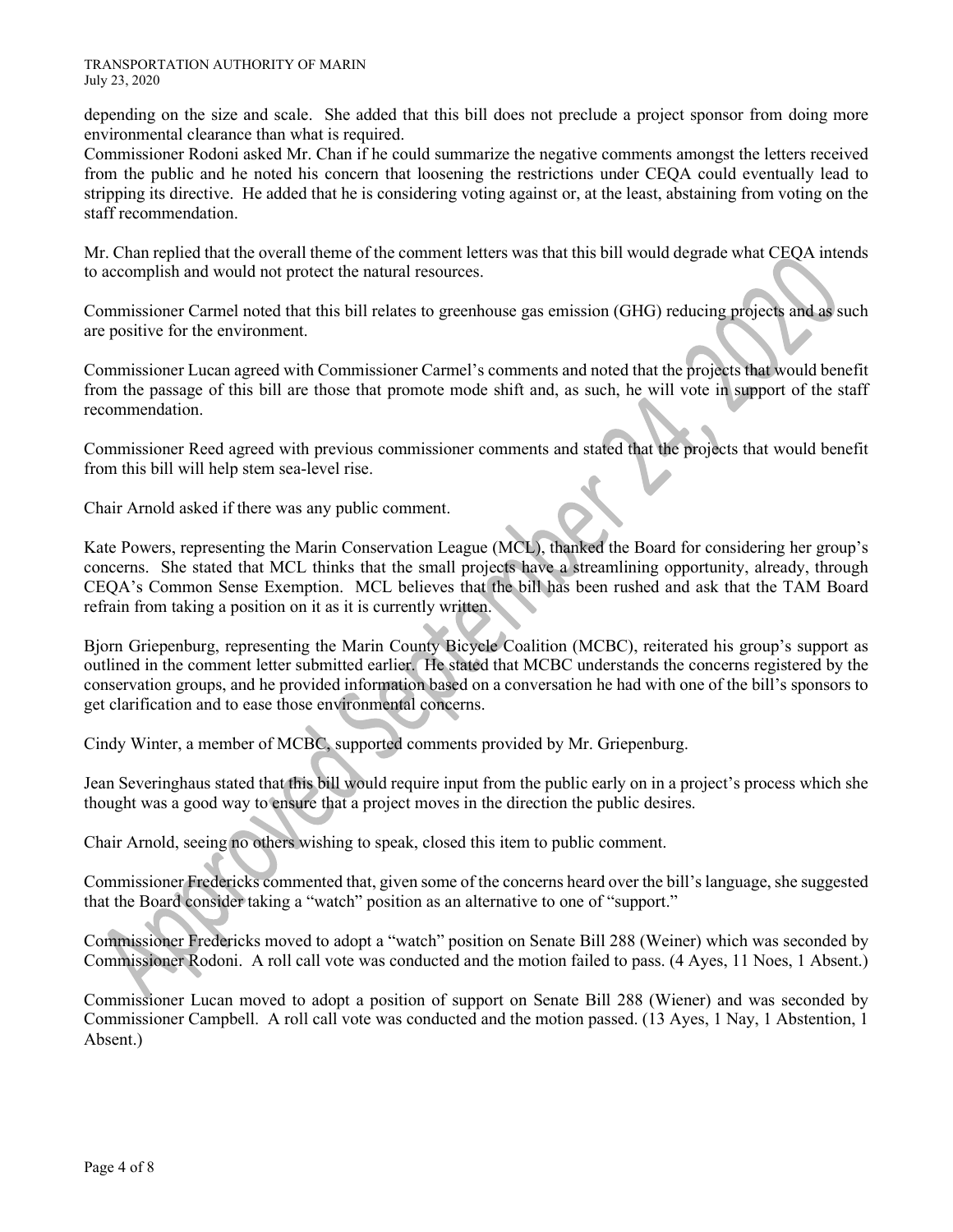depending on the size and scale. She added that this bill does not preclude a project sponsor from doing more environmental clearance than what is required.

Commissioner Rodoni asked Mr. Chan if he could summarize the negative comments amongst the letters received from the public and he noted his concern that loosening the restrictions under CEQA could eventually lead to stripping its directive. He added that he is considering voting against or, at the least, abstaining from voting on the staff recommendation.

Mr. Chan replied that the overall theme of the comment letters was that this bill would degrade what CEQA intends to accomplish and would not protect the natural resources.

Commissioner Carmel noted that this bill relates to greenhouse gas emission (GHG) reducing projects and as such are positive for the environment.

Commissioner Lucan agreed with Commissioner Carmel's comments and noted that the projects that would benefit from the passage of this bill are those that promote mode shift and, as such, he will vote in support of the staff recommendation.

Commissioner Reed agreed with previous commissioner comments and stated that the projects that would benefit from this bill will help stem sea-level rise.

Chair Arnold asked if there was any public comment.

Kate Powers, representing the Marin Conservation League (MCL), thanked the Board for considering her group's concerns. She stated that MCL thinks that the small projects have a streamlining opportunity, already, through CEQA's Common Sense Exemption. MCL believes that the bill has been rushed and ask that the TAM Board refrain from taking a position on it as it is currently written.

Bjorn Griepenburg, representing the Marin County Bicycle Coalition (MCBC), reiterated his group's support as outlined in the comment letter submitted earlier. He stated that MCBC understands the concerns registered by the conservation groups, and he provided information based on a conversation he had with one of the bill's sponsors to get clarification and to ease those environmental concerns.

Cindy Winter, a member of MCBC, supported comments provided by Mr. Griepenburg.

Jean Severinghaus stated that this bill would require input from the public early on in a project's process which she thought was a good way to ensure that a project moves in the direction the public desires.

Chair Arnold, seeing no others wishing to speak, closed this item to public comment.

Commissioner Fredericks commented that, given some of the concerns heard over the bill's language, she suggested that the Board consider taking a "watch" position as an alternative to one of "support."

Commissioner Fredericks moved to adopt a "watch" position on Senate Bill 288 (Weiner) which was seconded by Commissioner Rodoni. A roll call vote was conducted and the motion failed to pass. (4 Ayes, 11 Noes, 1 Absent.)

Commissioner Lucan moved to adopt a position of support on Senate Bill 288 (Wiener) and was seconded by Commissioner Campbell. A roll call vote was conducted and the motion passed. (13 Ayes, 1 Nay, 1 Abstention, 1 Absent.)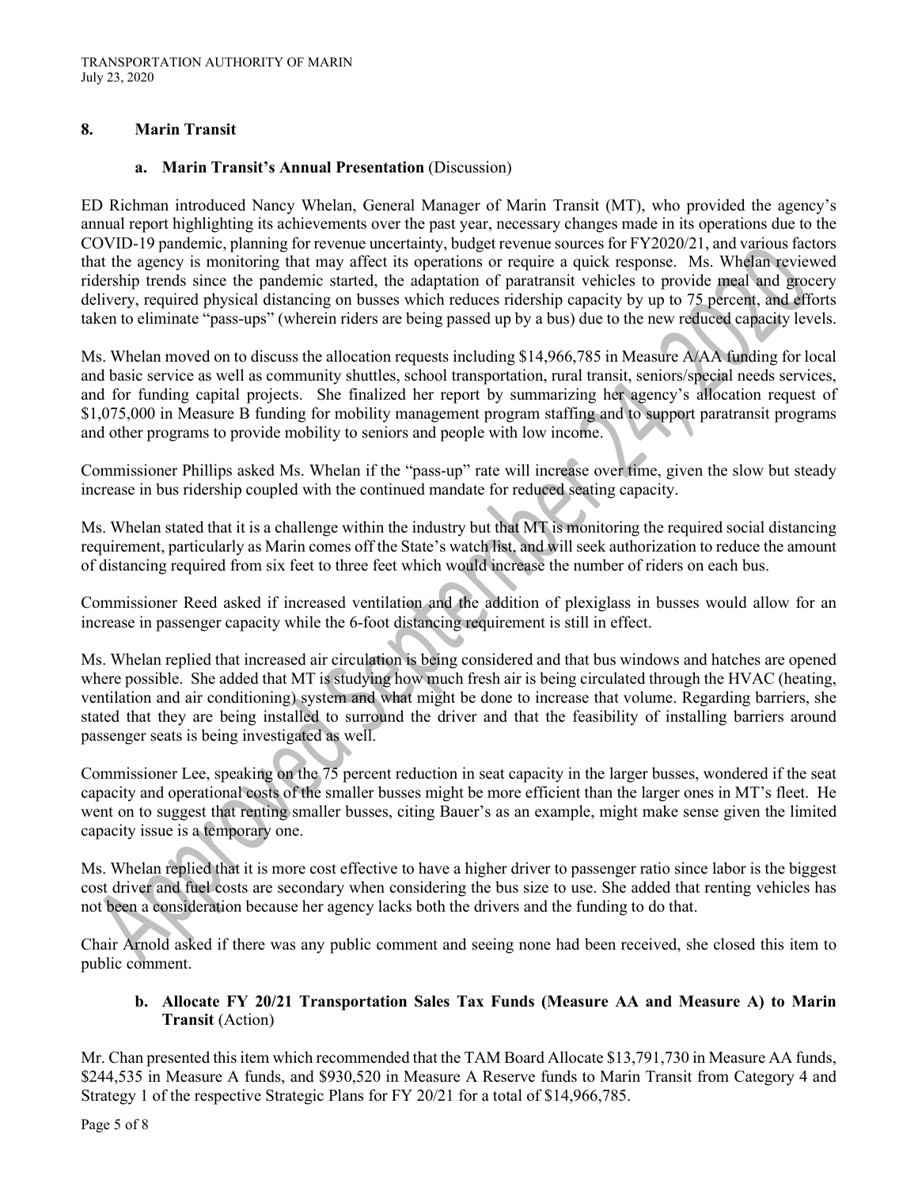## 8. Marin Transit

### a. **Marin Transit's Annual Presentation** (Discussion)

ED Richman introduced Nancy Whelan, General Manager of Marin Transit (MT), who provided the agency's annual report highlighting its achievements over the past year, necessary changes made in its operations due to the COVID-19 pandemic, planning for revenue uncertainty, budget revenue sources for FY2020/21, and various factors that the agency is monitoring that may affect its operations or require a quick response. Ms. Whelan reviewed ridership trends since the pandemic started, the adaptation of paratransit vehicles to provide meal and grocery delivery, required physical distancing on busses which reduces ridership capacity by up to 75 percent, and efforts taken to eliminate "pass-ups" (wherein riders are being passed up by a bus) due to the new reduced capacity levels.

Ms. Whelan moved on to discuss the allocation requests including $14,966,785 in Measure A/AA funding for local and basic service as well as community shuttles, school transportation, rural transit, seniors/special needs services, and for funding capital projects. She finalized her report by summarizing her agency's allocation request of $1,075,000 in Measure B funding for mobility management program staffing and to support paratransit programs and other programs to provide mobility to seniors and people with low income.

Commissioner Phillips asked Ms. Whelan if the "pass-up" rate will increase over time, given the slow but steady increase in bus ridership coupled with the continued mandate for reduced seating capacity.

Ms. Whelan stated that it is a challenge within the industry but that MT is monitoring the required social distancing requirement, particularly as Marin comes off the State's watch list, and will seek authorization to reduce the amount of distancing required from six feet to three feet which would increase the number of riders on each bus.

Commissioner Reed asked if increased ventilation and the addition of plexiglass in busses would allow for an increase in passenger capacity while the 6-foot distancing requirement is still in effect.

Ms. Whelan replied that increased air circulation is being considered and that bus windows and hatches are opened where possible. She added that MT is studying how much fresh air is being circulated through the HVAC (heating, ventilation and air conditioning) system and what might be done to increase that volume. Regarding barriers, she stated that they are being installed to surround the driver and that the feasibility of installing barriers around passenger seats is being investigated as well.

Commissioner Lee, speaking on the 75 percent reduction in seat capacity in the larger busses, wondered if the seat capacity and operational costs of the smaller busses might be more efficient than the larger ones in MT's fleet. He went on to suggest that renting smaller busses, citing Bauer's as an example, might make sense given the limited capacity issue is a temporary one.

Ms. Whelan replied that it is more cost effective to have a higher driver to passenger ratio since labor is the biggest cost driver and fuel costs are secondary when considering the bus size to use. She added that renting vehicles has not been a consideration because her agency lacks both the drivers and the funding to do that.

Chair Arnold asked if there was any public comment and seeing none had been received, she closed this item to public comment.

### b. **Allocate FY 20/21 Transportation Sales Tax Funds (Measure AA and Measure A) to Marin Transit** (Action)

Mr. Chan presented this item which recommended that the TAM Board Allocate $13,791,730 in Measure AA funds, $244,535 in Measure A funds, and $930,520 in Measure A Reserve funds to Marin Transit from Category 4 and Strategy 1 of the respective Strategic Plans for FY 20/21 for a total of $14,966,785.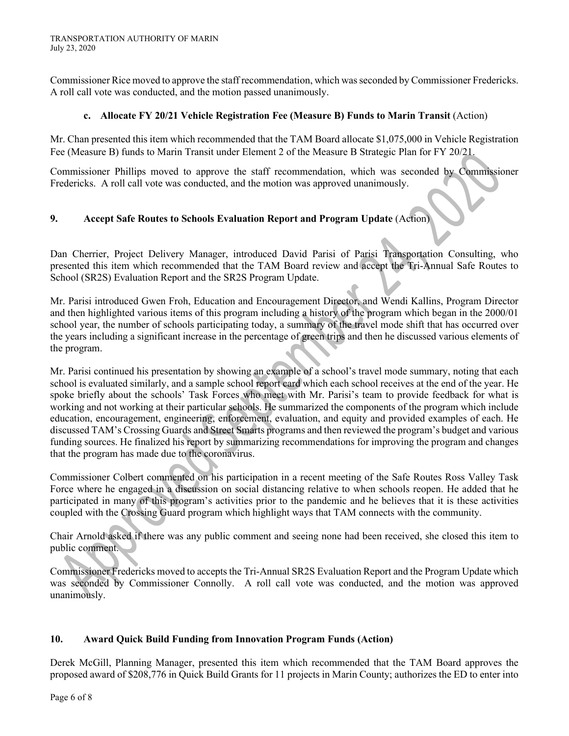Commissioner Rice moved to approve the staff recommendation, which was seconded by Commissioner Fredericks. A roll call vote was conducted, and the motion passed unanimously.

### c. Allocate FY 20/21 Vehicle Registration Fee (Measure B) Funds to Marin Transit (Action)

Mr. Chan presented this item which recommended that the TAM Board allocate $1,075,000 in Vehicle Registration Fee (Measure B) funds to Marin Transit under Element 2 of the Measure B Strategic Plan for FY 20/21.

Commissioner Phillips moved to approve the staff recommendation, which was seconded by Commissioner Fredericks. A roll call vote was conducted, and the motion was approved unanimously.

## 9. Accept Safe Routes to Schools Evaluation Report and Program Update (Action)

Dan Cherrier, Project Delivery Manager, introduced David Parisi of Parisi Transportation Consulting, who presented this item which recommended that the TAM Board review and accept the Tri-Annual Safe Routes to School (SR2S) Evaluation Report and the SR2S Program Update.

Mr. Parisi introduced Gwen Froh, Education and Encouragement Director, and Wendi Kallins, Program Director and then highlighted various items of this program including a history of the program which began in the 2000/01 school year, the number of schools participating today, a summary of the travel mode shift that has occurred over the years including a significant increase in the percentage of green trips and then he discussed various elements of the program.

Mr. Parisi continued his presentation by showing an example of a school's travel mode summary, noting that each school is evaluated similarly, and a sample school report card which each school receives at the end of the year. He spoke briefly about the schools' Task Forces who meet with Mr. Parisi's team to provide feedback for what is working and not working at their particular schools. He summarized the components of the program which include education, encouragement, engineering, enforcement, evaluation, and equity and provided examples of each. He discussed TAM's Crossing Guards and Street Smarts programs and then reviewed the program's budget and various funding sources. He finalized his report by summarizing recommendations for improving the program and changes that the program has made due to the coronavirus.

Commissioner Colbert commented on his participation in a recent meeting of the Safe Routes Ross Valley Task Force where he engaged in a discussion on social distancing relative to when schools reopen. He added that he participated in many of this program's activities prior to the pandemic and he believes that it is these activities coupled with the Crossing Guard program which highlight ways that TAM connects with the community.

Chair Arnold asked if there was any public comment and seeing none had been received, she closed this item to public comment.

Commissioner Fredericks moved to accepts the Tri-Annual SR2S Evaluation Report and the Program Update which was seconded by Commissioner Connolly. A roll call vote was conducted, and the motion was approved unanimously.

## 10. Award Quick Build Funding from Innovation Program Funds (Action)

Derek McGill, Planning Manager, presented this item which recommended that the TAM Board approves the proposed award of $208,776 in Quick Build Grants for 11 projects in Marin County; authorizes the ED to enter into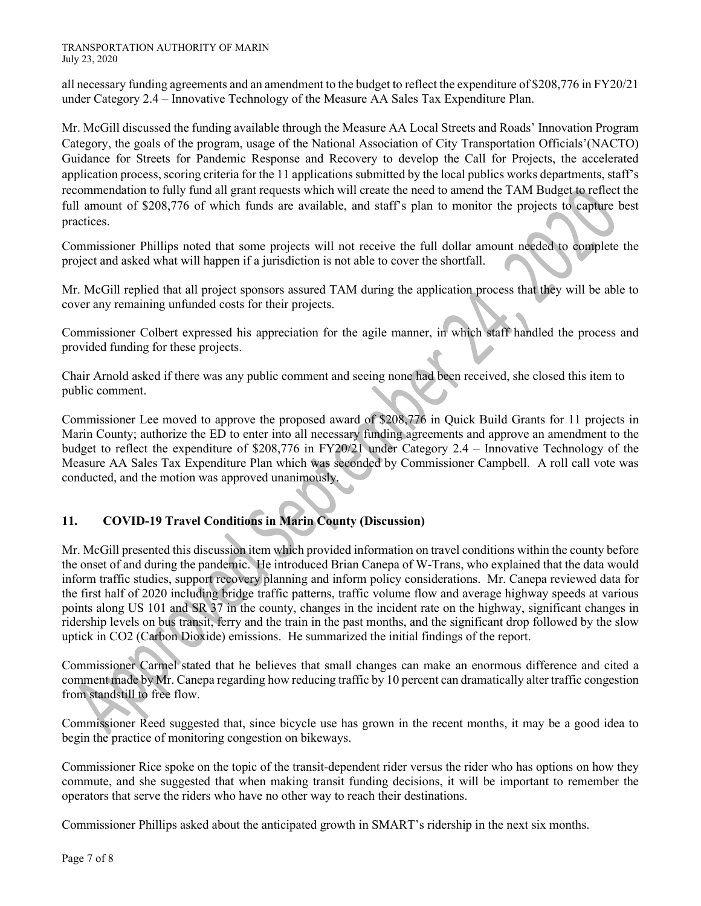all necessary funding agreements and an amendment to the budget to reflect the expenditure of $208,776 in FY20/21 under Category 2.4 – Innovative Technology of the Measure AA Sales Tax Expenditure Plan.

Mr. McGill discussed the funding available through the Measure AA Local Streets and Roads' Innovation Program Category, the goals of the program, usage of the National Association of City Transportation Officials'(NACTO) Guidance for Streets for Pandemic Response and Recovery to develop the Call for Projects, the accelerated application process, scoring criteria for the 11 applications submitted by the local publics works departments, staff's recommendation to fully fund all grant requests which will create the need to amend the TAM Budget to reflect the full amount of $208,776 of which funds are available, and staff's plan to monitor the projects to capture best practices.

Commissioner Phillips noted that some projects will not receive the full dollar amount needed to complete the project and asked what will happen if a jurisdiction is not able to cover the shortfall.

Mr. McGill replied that all project sponsors assured TAM during the application process that they will be able to cover any remaining unfunded costs for their projects.

Commissioner Colbert expressed his appreciation for the agile manner, in which staff handled the process and provided funding for these projects.

Chair Arnold asked if there was any public comment and seeing none had been received, she closed this item to public comment.

Commissioner Lee moved to approve the proposed award of $208,776 in Quick Build Grants for 11 projects in Marin County; authorize the ED to enter into all necessary funding agreements and approve an amendment to the budget to reflect the expenditure of $208,776 in FY20/21 under Category 2.4 – Innovative Technology of the Measure AA Sales Tax Expenditure Plan which was seconded by Commissioner Campbell. A roll call vote was conducted, and the motion was approved unanimously.

## 11. COVID-19 Travel Conditions in Marin County (Discussion)

Mr. McGill presented this discussion item which provided information on travel conditions within the county before the onset of and during the pandemic. He introduced Brian Canepa of W-Trans, who explained that the data would inform traffic studies, support recovery planning and inform policy considerations. Mr. Canepa reviewed data for the first half of 2020 including bridge traffic patterns, traffic volume flow and average highway speeds at various points along US 101 and SR 37 in the county, changes in the incident rate on the highway, significant changes in ridership levels on bus transit, ferry and the train in the past months, and the significant drop followed by the slow uptick in $CO_2$ (Carbon Dioxide) emissions. He summarized the initial findings of the report.

Commissioner Carmel stated that he believes that small changes can make an enormous difference and cited a comment made by Mr. Canepa regarding how reducing traffic by 10 percent can dramatically alter traffic congestion from standstill to free flow.

Commissioner Reed suggested that, since bicycle use has grown in the recent months, it may be a good idea to begin the practice of monitoring congestion on bikeways.

Commissioner Rice spoke on the topic of the transit-dependent rider versus the rider who has options on how they commute, and she suggested that when making transit funding decisions, it will be important to remember the operators that serve the riders who have no other way to reach their destinations.

Commissioner Phillips asked about the anticipated growth in SMART's ridership in the next six months.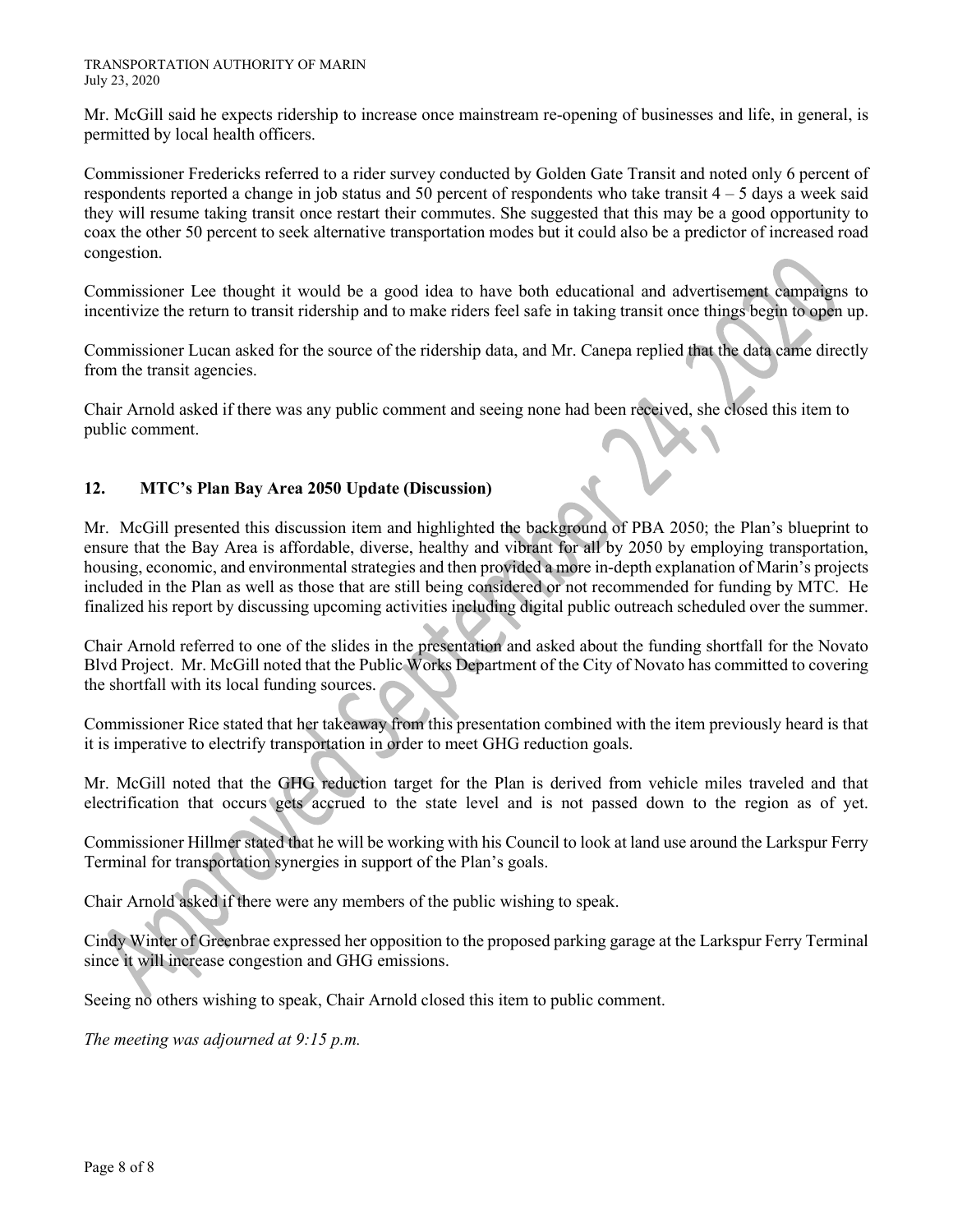Mr. McGill said he expects ridership to increase once mainstream re-opening of businesses and life, in general, is permitted by local health officers.

Commissioner Fredericks referred to a rider survey conducted by Golden Gate Transit and noted only 6 percent of respondents reported a change in job status and 50 percent of respondents who take transit 4 – 5 days a week said they will resume taking transit once restart their commutes. She suggested that this may be a good opportunity to coax the other 50 percent to seek alternative transportation modes but it could also be a predictor of increased road congestion.

Commissioner Lee thought it would be a good idea to have both educational and advertisement campaigns to incentivize the return to transit ridership and to make riders feel safe in taking transit once things begin to open up.

Commissioner Lucan asked for the source of the ridership data, and Mr. Canepa replied that the data came directly from the transit agencies.

Chair Arnold asked if there was any public comment and seeing none had been received, she closed this item to public comment.

## 12. MTC's Plan Bay Area 2050 Update (Discussion)

Mr. McGill presented this discussion item and highlighted the background of PBA 2050; the Plan's blueprint to ensure that the Bay Area is affordable, diverse, healthy and vibrant for all by 2050 by employing transportation, housing, economic, and environmental strategies and then provided a more in-depth explanation of Marin's projects included in the Plan as well as those that are still being considered or not recommended for funding by MTC. He finalized his report by discussing upcoming activities including digital public outreach scheduled over the summer.

Chair Arnold referred to one of the slides in the presentation and asked about the funding shortfall for the Novato Blvd Project. Mr. McGill noted that the Public Works Department of the City of Novato has committed to covering the shortfall with its local funding sources.

Commissioner Rice stated that her takeaway from this presentation combined with the item previously heard is that it is imperative to electrify transportation in order to meet GHG reduction goals.

Mr. McGill noted that the GHG reduction target for the Plan is derived from vehicle miles traveled and that electrification that occurs gets accrued to the state level and is not passed down to the region as of yet.

Commissioner Hillmer stated that he will be working with his Council to look at land use around the Larkspur Ferry Terminal for transportation synergies in support of the Plan's goals.

Chair Arnold asked if there were any members of the public wishing to speak.

Cindy Winter of Greenbrae expressed her opposition to the proposed parking garage at the Larkspur Ferry Terminal since it will increase congestion and GHG emissions.

Seeing no others wishing to speak, Chair Arnold closed this item to public comment.

*The meeting was adjourned at 9:15 p.m.*